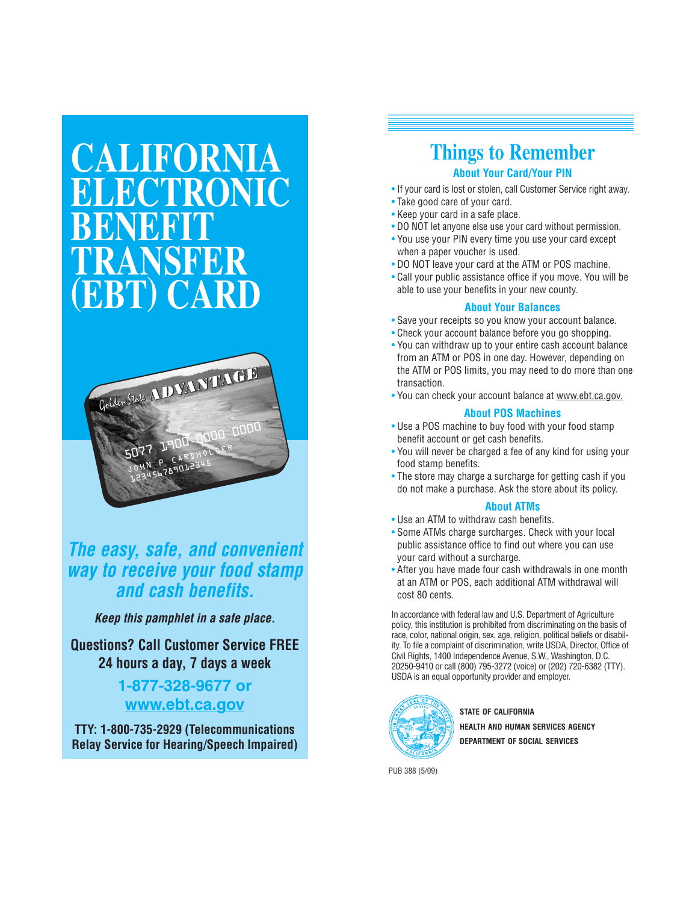# CALIFORNIA ELECTRONIC BENEFIT TRANSFER (EBT) CARD

***The easy, safe, and convenient way to receive your food stamp and cash benefits.***

***Keep this pamphlet in a safe place.***

**Questions? Call Customer Service FREE 24 hours a day, 7 days a week**

**1-877-328-9677 or**
**www.ebt.ca.gov**

**TTY: 1-800-735-2929 (Telecommunications Relay Service for Hearing/Speech Impaired)**

## Things to Remember

### About Your Card/Your PIN

- If your card is lost or stolen, call Customer Service right away.
- Take good care of your card.
- Keep your card in a safe place.
- DO NOT let anyone else use your card without permission.
- You use your PIN every time you use your card except when a paper voucher is used.
- DO NOT leave your card at the ATM or POS machine.
- Call your public assistance office if you move. You will be able to use your benefits in your new county.

### About Your Balances

- Save your receipts so you know your account balance.
- Check your account balance before you go shopping.
- You can withdraw up to your entire cash account balance from an ATM or POS in one day. However, depending on the ATM or POS limits, you may need to do more than one transaction.
- You can check your account balance at www.ebt.ca.gov.

### About POS Machines

- Use a POS machine to buy food with your food stamp benefit account or get cash benefits.
- You will never be charged a fee of any kind for using your food stamp benefits.
- The store may charge a surcharge for getting cash if you do not make a purchase. Ask the store about its policy.

### About ATMs

- Use an ATM to withdraw cash benefits.
- Some ATMs charge surcharges. Check with your local public assistance office to find out where you can use your card without a surcharge.
- After you have made four cash withdrawals in one month at an ATM or POS, each additional ATM withdrawal will cost 80 cents.

In accordance with federal law and U.S. Department of Agriculture policy, this institution is prohibited from discriminating on the basis of race, color, national origin, sex, age, religion, political beliefs or disability. To file a complaint of discrimination, write USDA, Director, Office of Civil Rights, 1400 Independence Avenue, S.W., Washington, D.C. 20250-9410 or call (800) 795-3272 (voice) or (202) 720-6382 (TTY). USDA is an equal opportunity provider and employer.

**STATE OF CALIFORNIA**
**HEALTH AND HUMAN SERVICES AGENCY**
**DEPARTMENT OF SOCIAL SERVICES**

PUB 388 (5/09)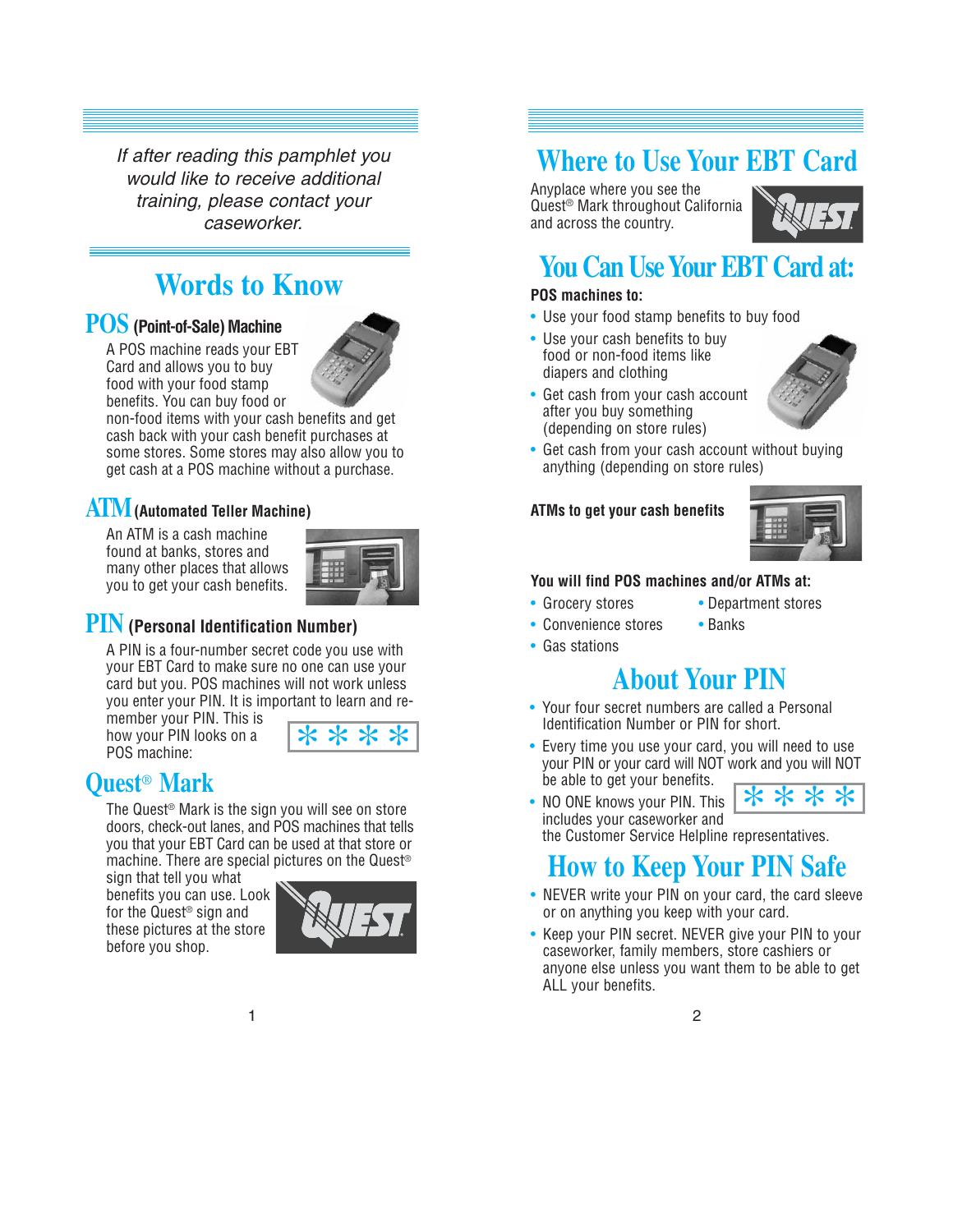*If after reading this pamphlet you would like to receive additional training, please contact your caseworker.*

## Words to Know

### POS (Point-of-Sale) Machine

A POS machine reads your EBT Card and allows you to buy food with your food stamp benefits. You can buy food or non-food items with your cash benefits and get cash back with your cash benefit purchases at some stores. Some stores may also allow you to get cash at a POS machine without a purchase.

### ATM (Automated Teller Machine)

An ATM is a cash machine found at banks, stores and many other places that allows you to get your cash benefits.

### PIN (Personal Identification Number)

A PIN is a four-number secret code you use with your EBT Card to make sure no one can use your card but you. POS machines will not work unless you enter your PIN. It is important to learn and remember your PIN. This is how your PIN looks on a POS machine:

* * * *

### Quest® Mark

The Quest® Mark is the sign you will see on store doors, check-out lanes, and POS machines that tells you that your EBT Card can be used at that store or machine. There are special pictures on the Quest® sign that tell you what benefits you can use. Look for the Quest® sign and these pictures at the store before you shop.

## Where to Use Your EBT Card

Anyplace where you see the Quest® Mark throughout California and across the country.

## You Can Use Your EBT Card at:

**POS machines to:**

- Use your food stamp benefits to buy food
- Use your cash benefits to buy food or non-food items like diapers and clothing
- Get cash from your cash account after you buy something (depending on store rules)
- Get cash from your cash account without buying anything (depending on store rules)

**ATMs to get your cash benefits**

**You will find POS machines and/or ATMs at:**

- Grocery stores
- Convenience stores
- Gas stations
- Department stores
- Banks

## About Your PIN

- Your four secret numbers are called a Personal Identification Number or PIN for short.
- Every time you use your card, you will need to use your PIN or your card will NOT work and you will NOT be able to get your benefits.
- NO ONE knows your PIN. This includes your caseworker and the Customer Service Helpline representatives.

* * * *

## How to Keep Your PIN Safe

- NEVER write your PIN on your card, the card sleeve or on anything you keep with your card.
- Keep your PIN secret. NEVER give your PIN to your caseworker, family members, store cashiers or anyone else unless you want them to be able to get ALL your benefits.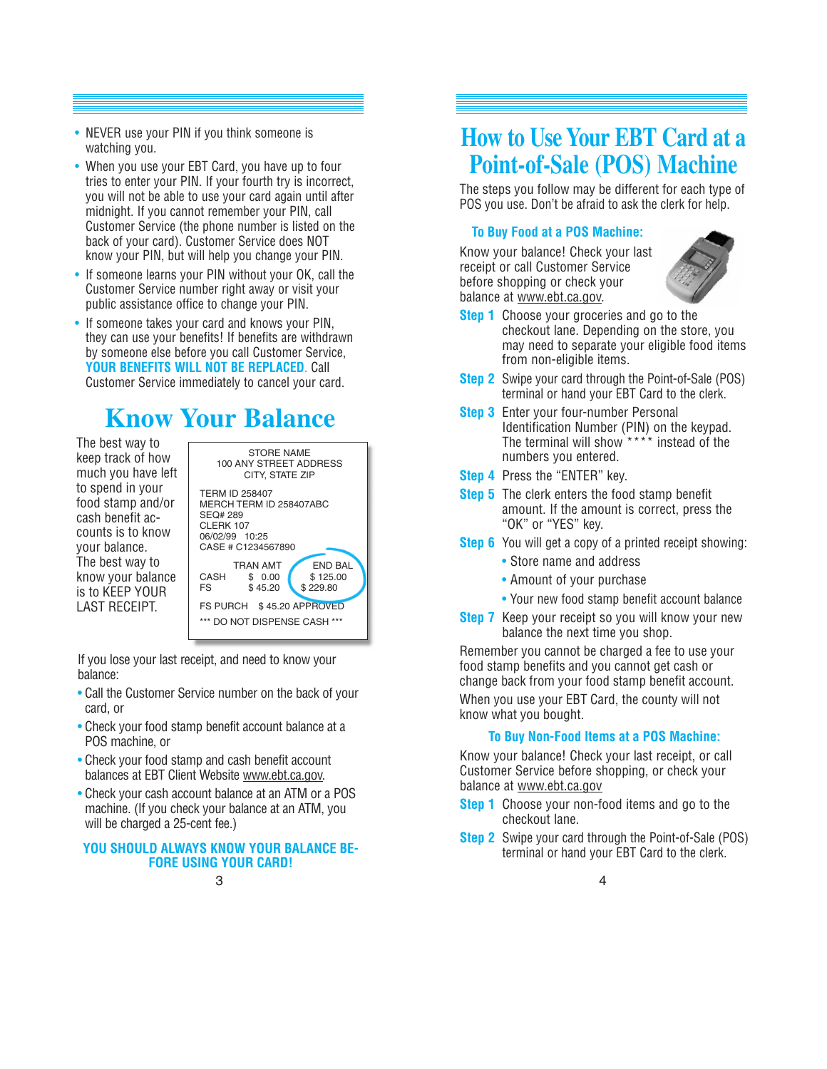- NEVER use your PIN if you think someone is watching you.
- When you use your EBT Card, you have up to four tries to enter your PIN. If your fourth try is incorrect, you will not be able to use your card again until after midnight. If you cannot remember your PIN, call Customer Service (the phone number is listed on the back of your card). Customer Service does NOT know your PIN, but will help you change your PIN.
- If someone learns your PIN without your OK, call the Customer Service number right away or visit your public assistance office to change your PIN.
- If someone takes your card and knows your PIN, they can use your benefits! If benefits are withdrawn by someone else before you call Customer Service, **YOUR BENEFITS WILL NOT BE REPLACED**. Call Customer Service immediately to cancel your card.

## Know Your Balance

The best way to keep track of how much you have left to spend in your food stamp and/or cash benefit accounts is to know your balance. The best way to know your balance is to KEEP YOUR LAST RECEIPT.

```
STORE NAME
100 ANY STREET ADDRESS
CITY, STATE ZIP

TERM ID 258407
MERCH TERM ID 258407ABC
SEQ# 289
CLERK 107
06/02/99   10:25
CASE # C1234567890

          TRAN AMT     END BAL
CASH      $  0.00      $ 125.00
FS        $ 45.20      $ 229.80

FS PURCH   $ 45.20 APPROVED
*** DO NOT DISPENSE CASH ***
```

If you lose your last receipt, and need to know your balance:

- Call the Customer Service number on the back of your card, or
- Check your food stamp benefit account balance at a POS machine, or
- Check your food stamp and cash benefit account balances at EBT Client Website www.ebt.ca.gov.
- Check your cash account balance at an ATM or a POS machine. (If you check your balance at an ATM, you will be charged a 25-cent fee.)

**YOU SHOULD ALWAYS KNOW YOUR BALANCE BEFORE USING YOUR CARD!**

## How to Use Your EBT Card at a Point-of-Sale (POS) Machine

The steps you follow may be different for each type of POS you use. Don't be afraid to ask the clerk for help.

### To Buy Food at a POS Machine:

Know your balance! Check your last receipt or call Customer Service before shopping or check your balance at www.ebt.ca.gov.

**Step 1** Choose your groceries and go to the checkout lane. Depending on the store, you may need to separate your eligible food items from non-eligible items.

**Step 2** Swipe your card through the Point-of-Sale (POS) terminal or hand your EBT Card to the clerk.

**Step 3** Enter your four-number Personal Identification Number (PIN) on the keypad. The terminal will show **** instead of the numbers you entered.

**Step 4** Press the "ENTER" key.

**Step 5** The clerk enters the food stamp benefit amount. If the amount is correct, press the "OK" or "YES" key.

**Step 6** You will get a copy of a printed receipt showing:
- Store name and address
- Amount of your purchase
- Your new food stamp benefit account balance

**Step 7** Keep your receipt so you will know your new balance the next time you shop.

Remember you cannot be charged a fee to use your food stamp benefits and you cannot get cash or change back from your food stamp benefit account.

When you use your EBT Card, the county will not know what you bought.

### To Buy Non-Food Items at a POS Machine:

Know your balance! Check your last receipt, or call Customer Service before shopping, or check your balance at www.ebt.ca.gov

**Step 1** Choose your non-food items and go to the checkout lane.

**Step 2** Swipe your card through the Point-of-Sale (POS) terminal or hand your EBT Card to the clerk.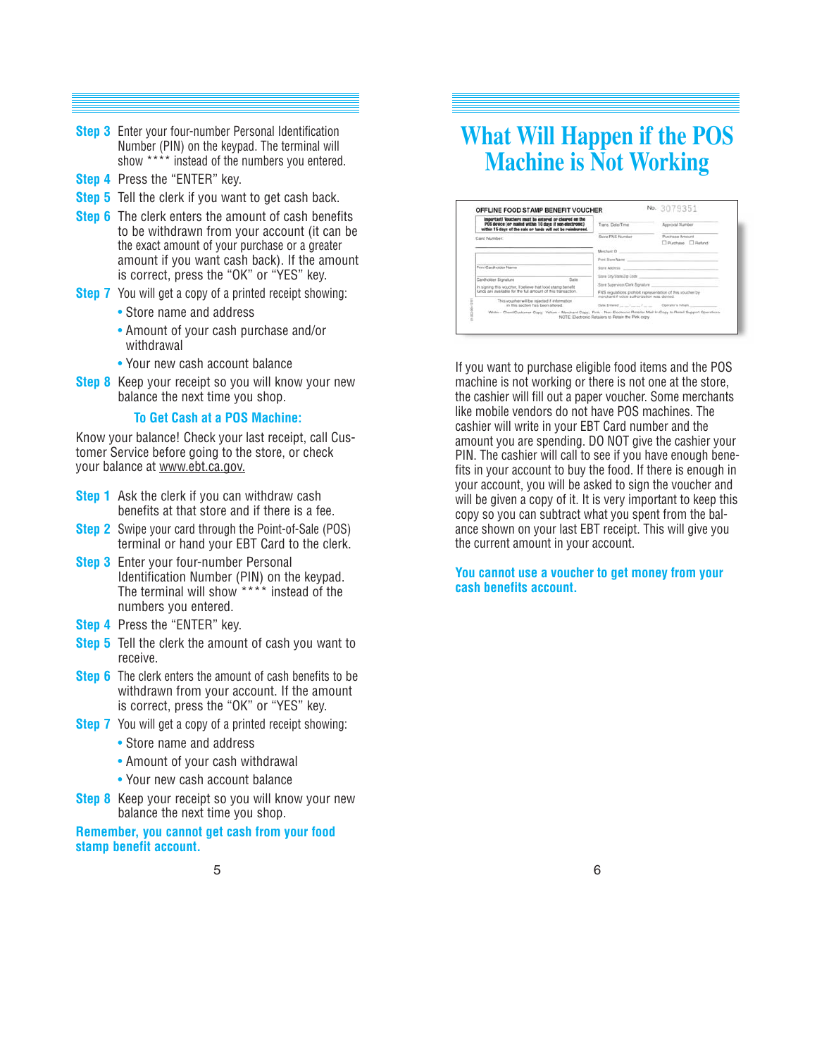**Step 3** Enter your four-number Personal Identification Number (PIN) on the keypad. The terminal will show **** instead of the numbers you entered.

**Step 4** Press the "ENTER" key.

**Step 5** Tell the clerk if you want to get cash back.

**Step 6** The clerk enters the amount of cash benefits to be withdrawn from your account (it can be the exact amount of your purchase or a greater amount if you want cash back). If the amount is correct, press the "OK" or "YES" key.

**Step 7** You will get a copy of a printed receipt showing:

- Store name and address
- Amount of your cash purchase and/or withdrawal
- Your new cash account balance

**Step 8** Keep your receipt so you will know your new balance the next time you shop.

### To Get Cash at a POS Machine:

Know your balance! Check your last receipt, call Customer Service before going to the store, or check your balance at www.ebt.ca.gov.

**Step 1** Ask the clerk if you can withdraw cash benefits at that store and if there is a fee.

**Step 2** Swipe your card through the Point-of-Sale (POS) terminal or hand your EBT Card to the clerk.

**Step 3** Enter your four-number Personal Identification Number (PIN) on the keypad. The terminal will show **** instead of the numbers you entered.

**Step 4** Press the "ENTER" key.

**Step 5** Tell the clerk the amount of cash you want to receive.

**Step 6** The clerk enters the amount of cash benefits to be withdrawn from your account. If the amount is correct, press the "OK" or "YES" key.

**Step 7** You will get a copy of a printed receipt showing:

- Store name and address
- Amount of your cash withdrawal
- Your new cash account balance

**Step 8** Keep your receipt so you will know your new balance the next time you shop.

**Remember, you cannot get cash from your food stamp benefit account.**

# What Will Happen if the POS Machine is Not Working

If you want to purchase eligible food items and the POS machine is not working or there is not one at the store, the cashier will fill out a paper voucher. Some merchants like mobile vendors do not have POS machines. The cashier will write in your EBT Card number and the amount you are spending. DO NOT give the cashier your PIN. The cashier will call to see if you have enough benefits in your account to buy the food. If there is enough in your account, you will be asked to sign the voucher and will be given a copy of it. It is very important to keep this copy so you can subtract what you spent from the balance shown on your last EBT receipt. This will give you the current amount in your account.

**You cannot use a voucher to get money from your cash benefits account.**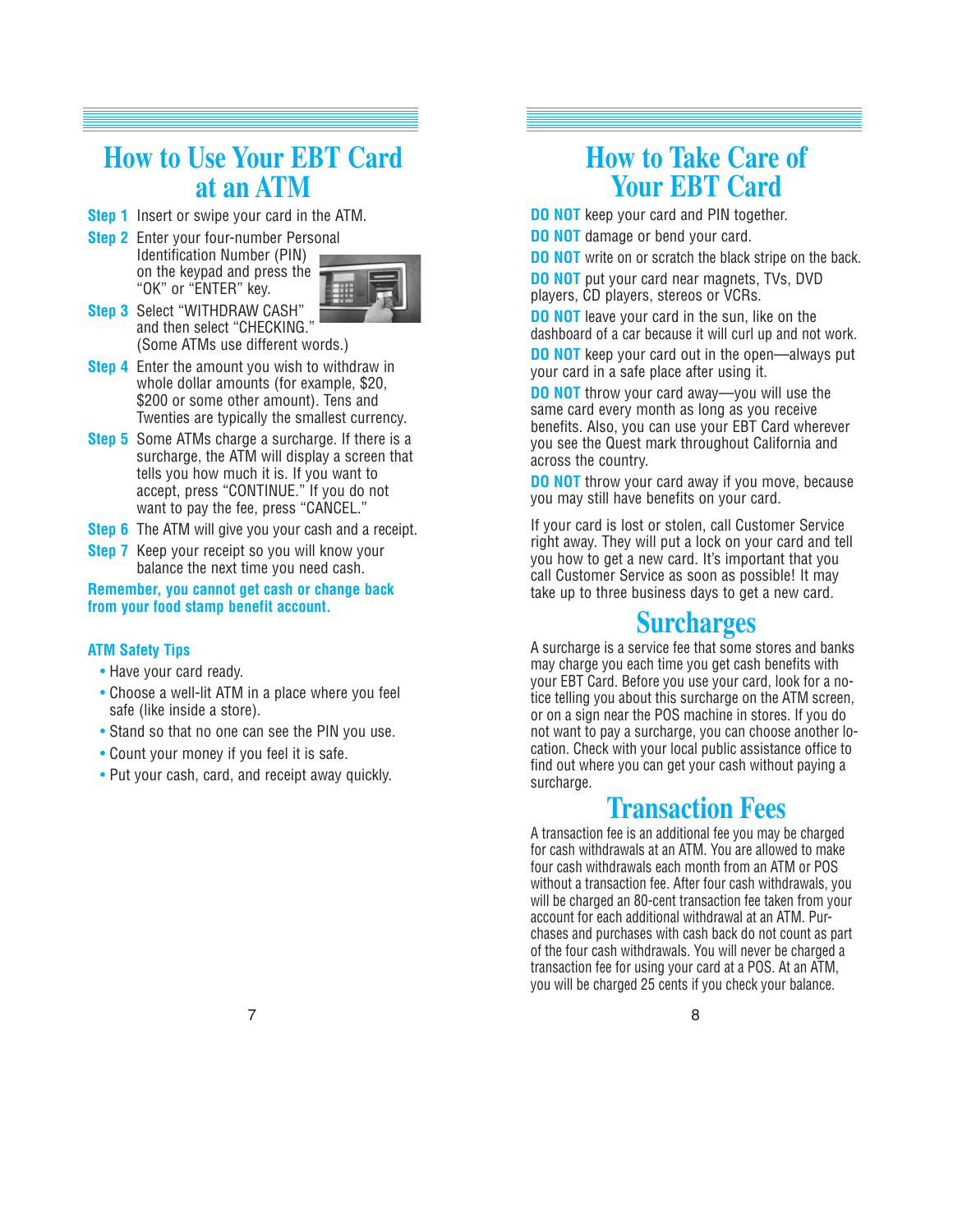# How to Use Your EBT Card at an ATM

**Step 1** Insert or swipe your card in the ATM.

**Step 2** Enter your four-number Personal Identification Number (PIN) on the keypad and press the "OK" or "ENTER" key.

**Step 3** Select "WITHDRAW CASH" and then select "CHECKING." (Some ATMs use different words.)

**Step 4** Enter the amount you wish to withdraw in whole dollar amounts (for example, $20, $200 or some other amount). Tens and Twenties are typically the smallest currency.

**Step 5** Some ATMs charge a surcharge. If there is a surcharge, the ATM will display a screen that tells you how much it is. If you want to accept, press "CONTINUE." If you do not want to pay the fee, press "CANCEL."

**Step 6** The ATM will give you your cash and a receipt.

**Step 7** Keep your receipt so you will know your balance the next time you need cash.

**Remember, you cannot get cash or change back from your food stamp benefit account.**

### ATM Safety Tips

- Have your card ready.
- Choose a well-lit ATM in a place where you feel safe (like inside a store).
- Stand so that no one can see the PIN you use.
- Count your money if you feel it is safe.
- Put your cash, card, and receipt away quickly.

# How to Take Care of Your EBT Card

**DO NOT** keep your card and PIN together.

**DO NOT** damage or bend your card.

**DO NOT** write on or scratch the black stripe on the back.

**DO NOT** put your card near magnets, TVs, DVD players, CD players, stereos or VCRs.

**DO NOT** leave your card in the sun, like on the dashboard of a car because it will curl up and not work.

**DO NOT** keep your card out in the open—always put your card in a safe place after using it.

**DO NOT** throw your card away—you will use the same card every month as long as you receive benefits. Also, you can use your EBT Card wherever you see the Quest mark throughout California and across the country.

**DO NOT** throw your card away if you move, because you may still have benefits on your card.

If your card is lost or stolen, call Customer Service right away. They will put a lock on your card and tell you how to get a new card. It's important that you call Customer Service as soon as possible! It may take up to three business days to get a new card.

# Surcharges

A surcharge is a service fee that some stores and banks may charge you each time you get cash benefits with your EBT Card. Before you use your card, look for a notice telling you about this surcharge on the ATM screen, or on a sign near the POS machine in stores. If you do not want to pay a surcharge, you can choose another location. Check with your local public assistance office to find out where you can get your cash without paying a surcharge.

# Transaction Fees

A transaction fee is an additional fee you may be charged for cash withdrawals at an ATM. You are allowed to make four cash withdrawals each month from an ATM or POS without a transaction fee. After four cash withdrawals, you will be charged an 80-cent transaction fee taken from your account for each additional withdrawal at an ATM. Purchases and purchases with cash back do not count as part of the four cash withdrawals. You will never be charged a transaction fee for using your card at a POS. At an ATM, you will be charged 25 cents if you check your balance.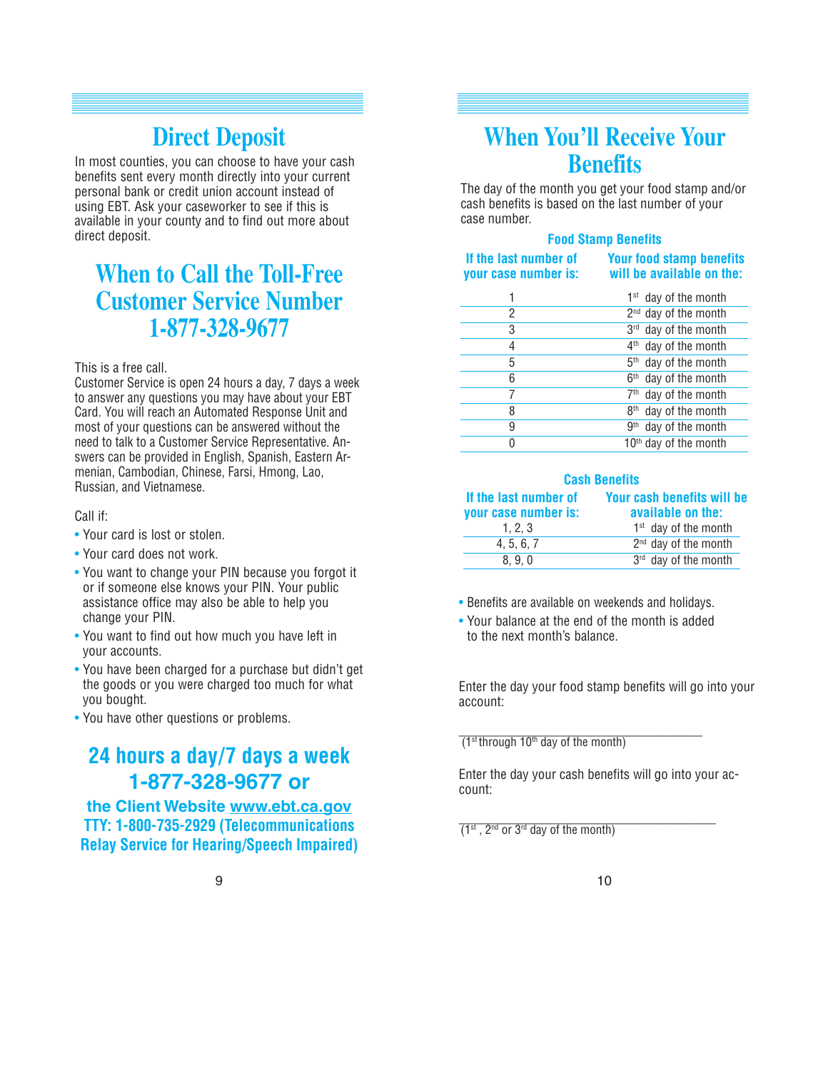## Direct Deposit

In most counties, you can choose to have your cash benefits sent every month directly into your current personal bank or credit union account instead of using EBT. Ask your caseworker to see if this is available in your county and to find out more about direct deposit.

## When to Call the Toll-Free Customer Service Number 1-877-328-9677

This is a free call.

Customer Service is open 24 hours a day, 7 days a week to answer any questions you may have about your EBT Card. You will reach an Automated Response Unit and most of your questions can be answered without the need to talk to a Customer Service Representative. Answers can be provided in English, Spanish, Eastern Armenian, Cambodian, Chinese, Farsi, Hmong, Lao, Russian, and Vietnamese.

Call if:

- Your card is lost or stolen.
- Your card does not work.
- You want to change your PIN because you forgot it or if someone else knows your PIN. Your public assistance office may also be able to help you change your PIN.
- You want to find out how much you have left in your accounts.
- You have been charged for a purchase but didn't get the goods or you were charged too much for what you bought.
- You have other questions or problems.

### 24 hours a day/7 days a week 1-877-328-9677 or

**the Client Website www.ebt.ca.gov**
**TTY: 1-800-735-2929 (Telecommunications Relay Service for Hearing/Speech Impaired)**

## When You'll Receive Your Benefits

The day of the month you get your food stamp and/or cash benefits is based on the last number of your case number.

**Food Stamp Benefits**

| If the last number of your case number is: | Your food stamp benefits will be available on the: |
|---|---|
| 1 | 1st day of the month |
| 2 | 2nd day of the month |
| 3 | 3rd day of the month |
| 4 | 4th day of the month |
| 5 | 5th day of the month |
| 6 | 6th day of the month |
| 7 | 7th day of the month |
| 8 | 8th day of the month |
| 9 | 9th day of the month |
| 0 | 10th day of the month |

**Cash Benefits**

| If the last number of your case number is: | Your cash benefits will be available on the: |
|---|---|
| 1, 2, 3 | 1st day of the month |
| 4, 5, 6, 7 | 2nd day of the month |
| 8, 9, 0 | 3rd day of the month |

- Benefits are available on weekends and holidays.
- Your balance at the end of the month is added to the next month's balance.

Enter the day your food stamp benefits will go into your account:

______________________________
(1st through 10th day of the month)

Enter the day your cash benefits will go into your account:

______________________________
(1st, 2nd or 3rd day of the month)